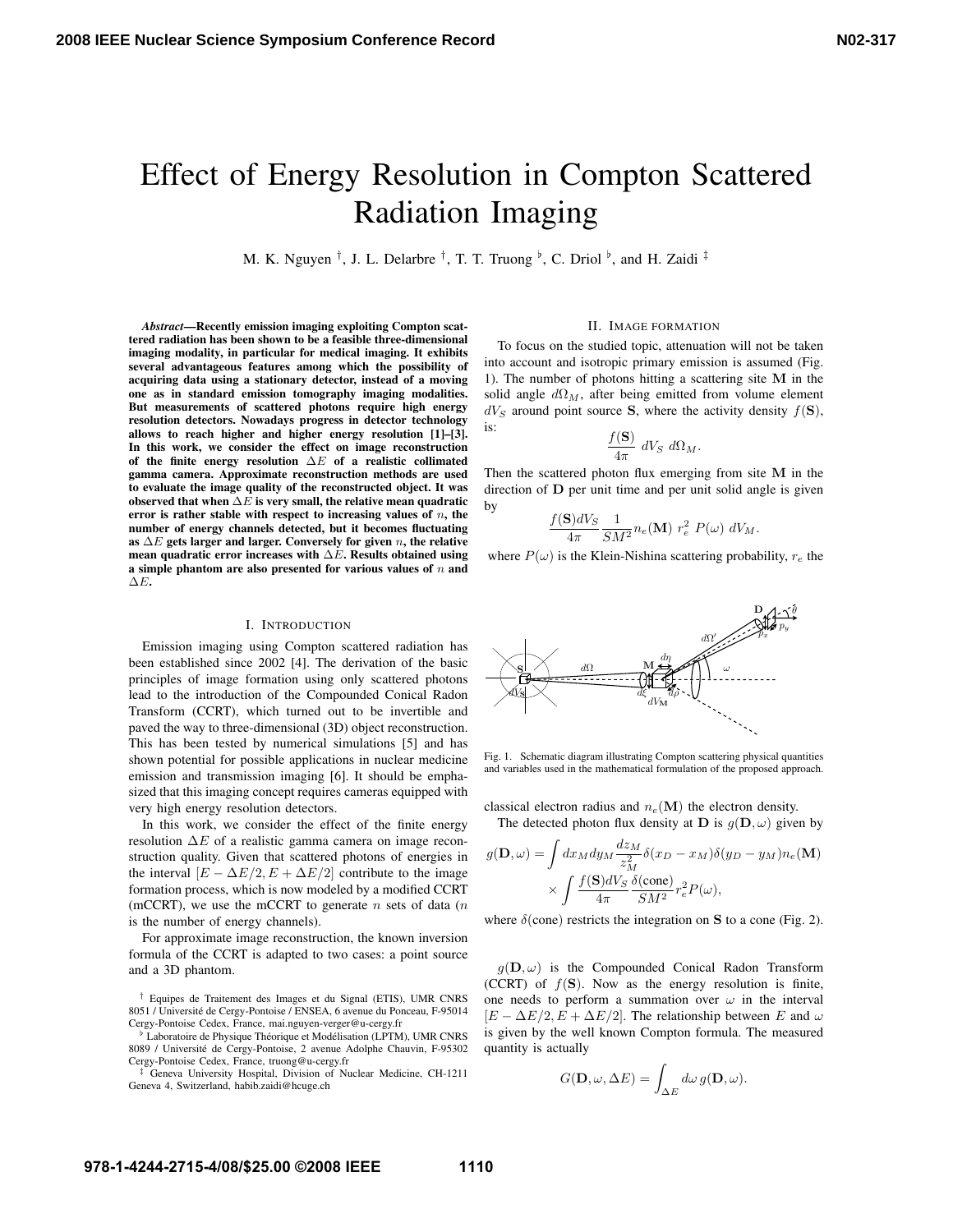# Effect of Energy Resolution in Compton Scattered Radiation Imaging

M. K. Nguyen [†], J. L. Delarbre [†], T. T. Truong [♭], C. Driol [♭], and H. Zaidi [‡]

***Abstract*—Recently emission imaging exploiting Compton scattered radiation has been shown to be a feasible three-dimensional imaging modality, in particular for medical imaging. It exhibits several advantageous features among which the possibility of acquiring data using a stationary detector, instead of a moving one as in standard emission tomography imaging modalities. But measurements of scattered photons require high energy resolution detectors. Nowadays progress in detector technology allows to reach higher and higher energy resolution [1]–[3]. In this work, we consider the effect on image reconstruction of the finite energy resolution $\Delta E$ of a realistic collimated gamma camera. Approximate reconstruction methods are used to evaluate the image quality of the reconstructed object. It was observed that when $\Delta E$ is very small, the relative mean quadratic error is rather stable with respect to increasing values of $n$, the number of energy channels detected, but it becomes fluctuating as $\Delta E$ gets larger and larger. Conversely for given $n$, the relative mean quadratic error increases with $\Delta E$. Results obtained using a simple phantom are also presented for various values of $n$ and $\Delta E$.**

## I. Introduction

Emission imaging using Compton scattered radiation has been established since 2002 [4]. The derivation of the basic principles of image formation using only scattered photons lead to the introduction of the Compounded Conical Radon Transform (CCRT), which turned out to be invertible and paved the way to three-dimensional (3D) object reconstruction. This has been tested by numerical simulations [5] and has shown potential for possible applications in nuclear medicine emission and transmission imaging [6]. It should be emphasized that this imaging concept requires cameras equipped with very high energy resolution detectors.

In this work, we consider the effect of the finite energy resolution $\Delta E$ of a realistic gamma camera on image reconstruction quality. Given that scattered photons of energies in the interval $[E - \Delta E/2, E + \Delta E/2]$ contribute to the image formation process, which is now modeled by a modified CCRT (mCCRT), we use the mCCRT to generate $n$ sets of data ($n$ is the number of energy channels).

For approximate image reconstruction, the known inversion formula of the CCRT is adapted to two cases: a point source and a 3D phantom.

[†] Equipes de Traitement des Images et du Signal (ETIS), UMR CNRS 8051 / Université de Cergy-Pontoise / ENSEA, 6 avenue du Ponceau, F-95014 Cergy-Pontoise Cedex, France, mai.nguyen-verger@u-cergy.fr

[♭] Laboratoire de Physique Théorique et Modélisation (LPTM), UMR CNRS 8089 / Université de Cergy-Pontoise, 2 avenue Adolphe Chauvin, F-95302 Cergy-Pontoise Cedex, France, truong@u-cergy.fr

[‡] Geneva University Hospital, Division of Nuclear Medicine, CH-1211 Geneva 4, Switzerland, habib.zaidi@hcuge.ch

## II. Image formation

To focus on the studied topic, attenuation will not be taken into account and isotropic primary emission is assumed (Fig. 1). The number of photons hitting a scattering site $\mathbf{M}$ in the solid angle $d\Omega_M$, after being emitted from volume element $dV_S$ around point source $\mathbf{S}$, where the activity density $f(\mathbf{S})$, is:

$$\frac{f(\mathbf{S})}{4\pi}\ dV_S\ d\Omega_M.$$

Then the scattered photon flux emerging from site $\mathbf{M}$ in the direction of $\mathbf{D}$ per unit time and per unit solid angle is given by

$$\frac{f(\mathbf{S})dV_S}{4\pi}\frac{1}{SM^2}n_e(\mathbf{M})\ r_e^2\ P(\omega)\ dV_M.$$

where $P(\omega)$ is the Klein-Nishina scattering probability, $r_e$ the classical electron radius and $n_e(\mathbf{M})$ the electron density.

Fig. 1. Schematic diagram illustrating Compton scattering physical quantities and variables used in the mathematical formulation of the proposed approach.

The detected photon flux density at $\mathbf{D}$ is $g(\mathbf{D},\omega)$ given by

$$g(\mathbf{D},\omega) = \int dx_M dy_M \frac{dz_M}{z_M^2}\delta(x_D - x_M)\delta(y_D - y_M)n_e(\mathbf{M}) \times \int \frac{f(\mathbf{S})dV_S}{4\pi}\frac{\delta(\text{cone})}{SM^2}r_e^2 P(\omega),$$

where $\delta(\text{cone})$ restricts the integration on $\mathbf{S}$ to a cone (Fig. 2).

$g(\mathbf{D},\omega)$ is the Compounded Conical Radon Transform (CCRT) of $f(\mathbf{S})$. Now as the energy resolution is finite, one needs to perform a summation over $\omega$ in the interval $[E - \Delta E/2, E + \Delta E/2]$. The relationship between $E$ and $\omega$ is given by the well known Compton formula. The measured quantity is actually

$$G(\mathbf{D},\omega,\Delta E) = \int_{\Delta E} d\omega\, g(\mathbf{D},\omega).$$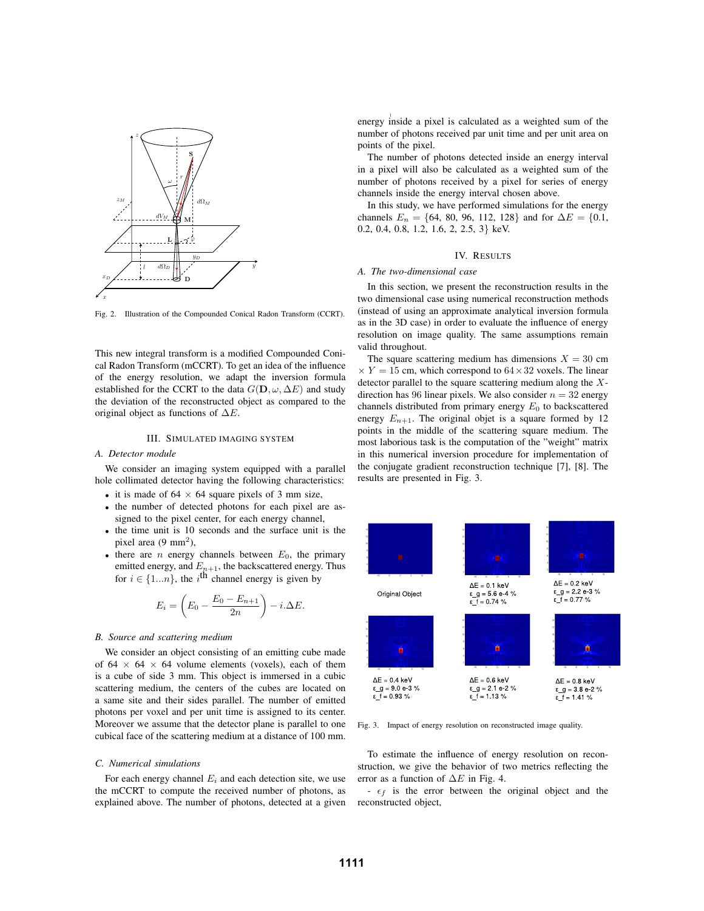Fig. 2. Illustration of the Compounded Conical Radon Transform (CCRT).

This new integral transform is a modified Compounded Conical Radon Transform (mCCRT). To get an idea of the influence of the energy resolution, we adapt the inversion formula established for the CCRT to the data $G(\mathbf{D}, \omega, \Delta E)$ and study the deviation of the reconstructed object as compared to the original object as functions of $\Delta E$.

## III. Simulated Imaging System

### A. Detector module

We consider an imaging system equipped with a parallel hole collimated detector having the following characteristics:

- it is made of $64 \times 64$ square pixels of 3 mm size,
- the number of detected photons for each pixel are assigned to the pixel center, for each energy channel,
- the time unit is 10 seconds and the surface unit is the pixel area (9 mm$^2$),
- there are $n$ energy channels between $E_0$, the primary emitted energy, and $E_{n+1}$, the backscattered energy. Thus for $i \in \{1...n\}$, the $i^{\text{th}}$ channel energy is given by

$$E_i = \left(E_0 - \frac{E_0 - E_{n+1}}{2n}\right) - i.\Delta E.$$

### B. Source and scattering medium

We consider an object consisting of an emitting cube made of $64 \times 64 \times 64$ volume elements (voxels), each of them is a cube of side 3 mm. This object is immersed in a cubic scattering medium, the centers of the cubes are located on a same site and their sides parallel. The number of emitted photons per voxel and per unit time is assigned to its center. Moreover we assume that the detector plane is parallel to one cubical face of the scattering medium at a distance of 100 mm.

### C. Numerical simulations

For each energy channel $E_i$ and each detection site, we use the mCCRT to compute the received number of photons, as explained above. The number of photons, detected at a given energy inside a pixel is calculated as a weighted sum of the number of photons received par unit time and per unit area on points of the pixel.

The number of photons detected inside an energy interval in a pixel will also be calculated as a weighted sum of the number of photons received by a pixel for series of energy channels inside the energy interval chosen above.

In this study, we have performed simulations for the energy channels $E_n = \{64, 80, 96, 112, 128\}$ and for $\Delta E = \{0.1, 0.2, 0.4, 0.8, 1.2, 1.6, 2, 2.5, 3\}$ keV.

## IV. Results

### A. The two-dimensional case

In this section, we present the reconstruction results in the two dimensional case using numerical reconstruction methods (instead of using an approximate analytical inversion formula as in the 3D case) in order to evaluate the influence of energy resolution on image quality. The same assumptions remain valid throughout.

The square scattering medium has dimensions $X = 30$ cm $\times$ $Y = 15$ cm, which correspond to $64 \times 32$ voxels. The linear detector parallel to the square scattering medium along the $X$-direction has 96 linear pixels. We also consider $n = 32$ energy channels distributed from primary energy $E_0$ to backscattered energy $E_{n+1}$. The original objet is a square formed by 12 points in the middle of the scattering square medium. The most laborious task is the computation of the "weight" matrix in this numerical inversion procedure for implementation of the conjugate gradient reconstruction technique [7], [8]. The results are presented in Fig. 3.

Original Object

ΔE = 0.1 keV, ε_g = 5.6 e-4 %, ε_f = 0.74 %

ΔE = 0.2 keV, ε_g = 2.2 e-3 %, ε_f = 0.77 %

ΔE = 0.4 keV, ε_g = 9.0 e-3 %, ε_f = 0.93 %

ΔE = 0.6 keV, ε_g = 2.1 e-2 %, ε_f = 1.13 %

ΔE = 0.8 keV, ε_g = 3.8 e-2 %, ε_f = 1.41 %

Fig. 3. Impact of energy resolution on reconstructed image quality.

To estimate the influence of energy resolution on reconstruction, we give the behavior of two metrics reflecting the error as a function of $\Delta E$ in Fig. 4.

- $\epsilon_f$ is the error between the original object and the reconstructed object,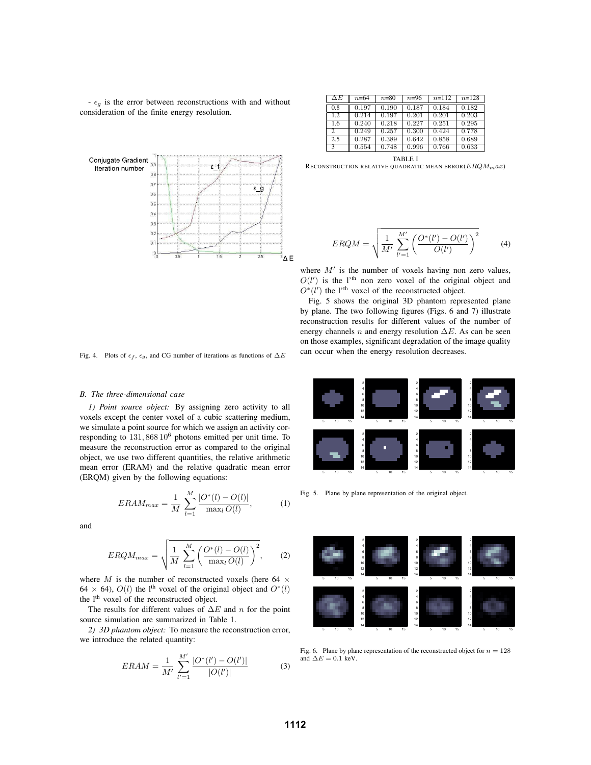- $\epsilon_g$ is the error between reconstructions with and without consideration of the finite energy resolution.

Fig. 4. Plots of $\epsilon_f$, $\epsilon_g$, and CG number of iterations as functions of $\Delta E$

### B. The three-dimensional case

*1) Point source object:* By assigning zero activity to all voxels except the center voxel of a cubic scattering medium, we simulate a point source for which we assign an activity corresponding to $131,868\,10^6$ photons emitted per unit time. To measure the reconstruction error as compared to the original object, we use two different quantities, the relative arithmetic mean error (ERAM) and the relative quadratic mean error (ERQM) given by the following equations:

$$ERAM_{max} = \frac{1}{M} \sum_{l=1}^{M} \frac{|O^*(l) - O(l)|}{\max_l O(l)}, \qquad (1)$$

and

$$ERQM_{max} = \sqrt{\frac{1}{M} \sum_{l=1}^{M} \left( \frac{O^*(l) - O(l)}{\max_l O(l)} \right)^2}, \qquad (2)$$

where $M$ is the number of reconstructed voxels (here $64 \times 64 \times 64$), $O(l)$ the l$^{\text{th}}$ voxel of the original object and $O^*(l)$ the l$^{\text{th}}$ voxel of the reconstructed object.

The results for different values of $\Delta E$ and $n$ for the point source simulation are summarized in Table 1.

*2) 3D phantom object:* To measure the reconstruction error, we introduce the related quantity:

$$ERAM = \frac{1}{M'} \sum_{l'=1}^{M'} \frac{|O^*(l') - O(l')|}{|O(l')|} \qquad (3)$$

| $\Delta E$ | $n$=64 | $n$=80 | $n$=96 | $n$=112 | $n$=128 |
|---|---|---|---|---|---|
| 0.8 | 0.197 | 0.190 | 0.187 | 0.184 | 0.182 |
| 1.2 | 0.214 | 0.197 | 0.201 | 0.201 | 0.203 |
| 1.6 | 0.240 | 0.218 | 0.227 | 0.251 | 0.295 |
| 2 | 0.249 | 0.257 | 0.300 | 0.424 | 0.778 |
| 2.5 | 0.287 | 0.389 | 0.642 | 0.858 | 0.689 |
| 3 | 0.554 | 0.748 | 0.996 | 0.766 | 0.633 |

TABLE I
RECONSTRUCTION RELATIVE QUADRATIC MEAN ERROR($ERQM_max$)

$$ERQM = \sqrt{\frac{1}{M'} \sum_{l'=1}^{M'} \left( \frac{O^*(l') - O(l')}{O(l')} \right)^2} \qquad (4)$$

where $M'$ is the number of voxels having non zero values, $O(l')$ is the l'$^{\text{th}}$ non zero voxel of the original object and $O^*(l')$ the l'$^{\text{th}}$ voxel of the reconstructed object.

Fig. 5 shows the original 3D phantom represented plane by plane. The two following figures (Figs. 6 and 7) illustrate reconstruction results for different values of the number of energy channels $n$ and energy resolution $\Delta E$. As can be seen on those examples, significant degradation of the image quality can occur when the energy resolution decreases.

Fig. 5. Plane by plane representation of the original object.

Fig. 6. Plane by plane representation of the reconstructed object for $n = 128$ and $\Delta E = 0.1$ keV.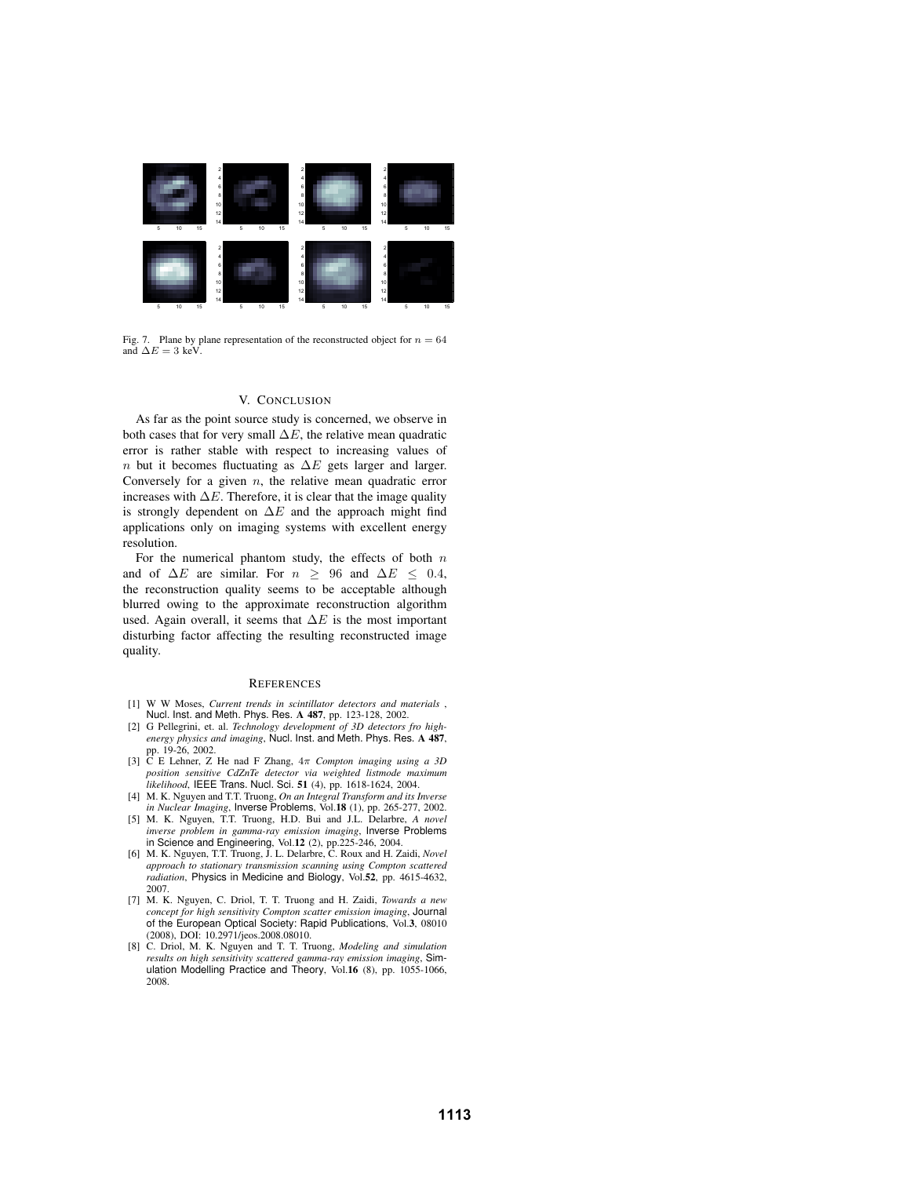5 10 15

Fig. 7. Plane by plane representation of the reconstructed object for $n = 64$ and $\Delta E = 3$ keV.

## V. Conclusion

As far as the point source study is concerned, we observe in both cases that for very small $\Delta E$, the relative mean quadratic error is rather stable with respect to increasing values of $n$ but it becomes fluctuating as $\Delta E$ gets larger and larger. Conversely for a given $n$, the relative mean quadratic error increases with $\Delta E$. Therefore, it is clear that the image quality is strongly dependent on $\Delta E$ and the approach might find applications only on imaging systems with excellent energy resolution.

For the numerical phantom study, the effects of both $n$ and of $\Delta E$ are similar. For $n \geq 96$ and $\Delta E \leq 0.4$, the reconstruction quality seems to be acceptable although blurred owing to the approximate reconstruction algorithm used. Again overall, it seems that $\Delta E$ is the most important disturbing factor affecting the resulting reconstructed image quality.

## References

[1] W W Moses, *Current trends in scintillator detectors and materials* , Nucl. Inst. and Meth. Phys. Res. **A 487**, pp. 123-128, 2002.

[2] G Pellegrini, et. al. *Technology development of 3D detectors fro high-energy physics and imaging*, Nucl. Inst. and Meth. Phys. Res. **A 487**, pp. 19-26, 2002.

[3] C E Lehner, Z He nad F Zhang, *$4\pi$ Compton imaging using a 3D position sensitive CdZnTe detector via weighted listmode maximum likelihood*, IEEE Trans. Nucl. Sci. **51** (4), pp. 1618-1624, 2004.

[4] M. K. Nguyen and T.T. Truong, *On an Integral Transform and its Inverse in Nuclear Imaging*, Inverse Problems, Vol.**18** (1), pp. 265-277, 2002.

[5] M. K. Nguyen, T.T. Truong, H.D. Bui and J.L. Delarbre, *A novel inverse problem in gamma-ray emission imaging*, Inverse Problems in Science and Engineering, Vol.**12** (2), pp.225-246, 2004.

[6] M. K. Nguyen, T.T. Truong, J. L. Delarbre, C. Roux and H. Zaidi, *Novel approach to stationary transmission scanning using Compton scattered radiation*, Physics in Medicine and Biology, Vol.**52**, pp. 4615-4632, 2007.

[7] M. K. Nguyen, C. Driol, T. T. Truong and H. Zaidi, *Towards a new concept for high sensitivity Compton scatter emission imaging*, Journal of the European Optical Society: Rapid Publications, Vol.**3**, 08010 (2008), DOI: 10.2971/jeos.2008.08010.

[8] C. Driol, M. K. Nguyen and T. T. Truong, *Modeling and simulation results on high sensitivity scattered gamma-ray emission imaging*, Simulation Modelling Practice and Theory, Vol.**16** (8), pp. 1055-1066, 2008.